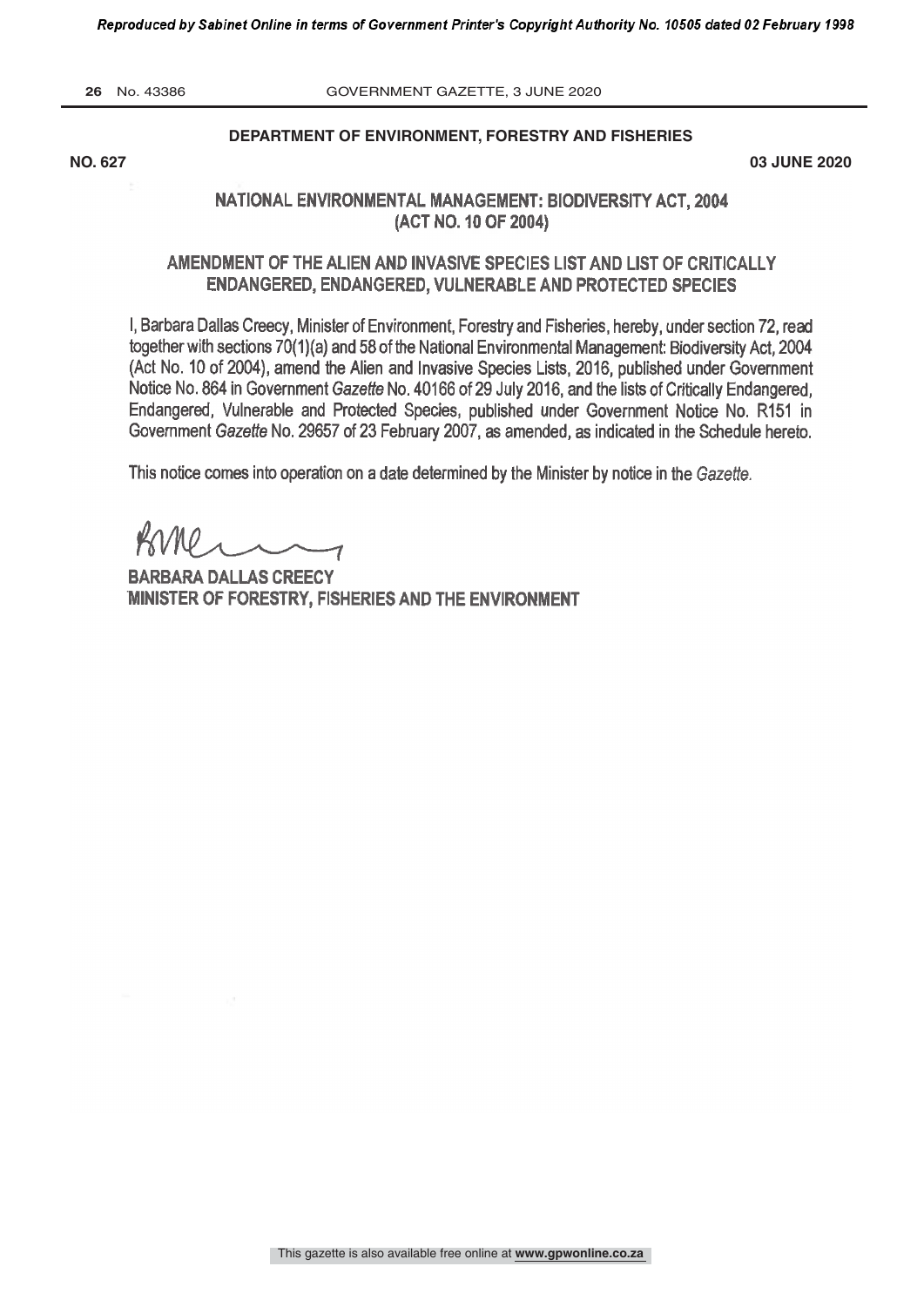## DEPARTMENT OF ENVIRONMENT, FORESTRY AND FISHERIES

**NO. 627** **03 JUNE 2020**

### NATIONAL ENVIRONMENTAL MANAGEMENT: BIODIVERSITY ACT, 2004 (ACT NO. 10 OF 2004)

### AMENDMENT OF THE ALIEN AND INVASIVE SPECIES LIST AND LIST OF CRITICALLY ENDANGERED, ENDANGERED, VULNERABLE AND PROTECTED SPECIES

I, Barbara Dallas Creecy, Minister of Environment, Forestry and Fisheries, hereby, under section 72, read together with sections 70(1)(a) and 58 of the National Environmental Management: Biodiversity Act, 2004 (Act No. 10 of 2004), amend the Alien and Invasive Species Lists, 2016, published under Government Notice No. 864 in Government *Gazette* No. 40166 of 29 July 2016, and the lists of Critically Endangered, Endangered, Vulnerable and Protected Species, published under Government Notice No. R151 in Government *Gazette* No. 29657 of 23 February 2007, as amended, as indicated in the Schedule hereto.

This notice comes into operation on a date determined by the Minister by notice in the *Gazette*.

**BARBARA DALLAS CREECY**
**MINISTER OF FORESTRY, FISHERIES AND THE ENVIRONMENT**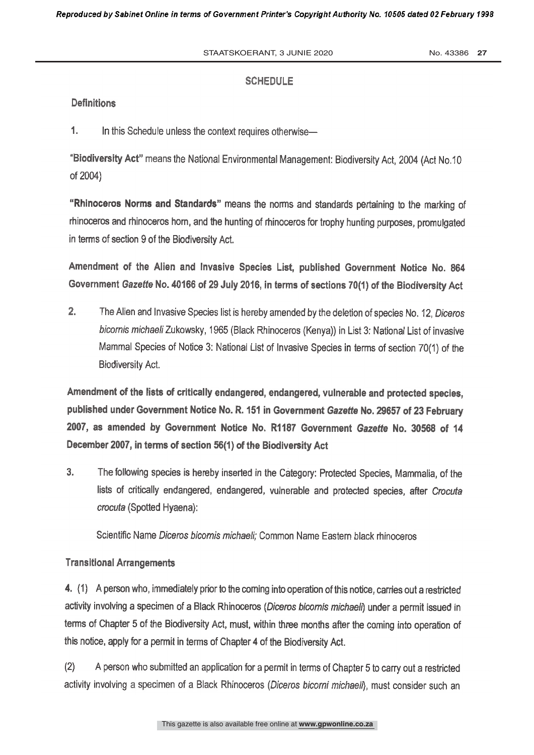## SCHEDULE

### Definitions

1. In this Schedule unless the context requires otherwise—

**"Biodiversity Act"** means the National Environmental Management: Biodiversity Act, 2004 (Act No.10 of 2004)

**"Rhinoceros Norms and Standards"** means the norms and standards pertaining to the marking of rhinoceros and rhinoceros horn, and the hunting of rhinoceros for trophy hunting purposes, promulgated in terms of section 9 of the Biodiversity Act.

### Amendment of the Alien and Invasive Species List, published Government Notice No. 864 Government *Gazette* No. 40166 of 29 July 2016, in terms of sections 70(1) of the Biodiversity Act

2. The Alien and Invasive Species list is hereby amended by the deletion of species No. 12, *Diceros bicornis michaeli* Zukowsky, 1965 (Black Rhinoceros (Kenya)) in List 3: National List of invasive Mammal Species of Notice 3: National List of Invasive Species in terms of section 70(1) of the Biodiversity Act.

### Amendment of the lists of critically endangered, endangered, vulnerable and protected species, published under Government Notice No. R. 151 in Government *Gazette* No. 29657 of 23 February 2007, as amended by Government Notice No. R1187 Government *Gazette* No. 30568 of 14 December 2007, in terms of section 56(1) of the Biodiversity Act

3. The following species is hereby inserted in the Category: Protected Species, Mammalia, of the lists of critically endangered, endangered, vulnerable and protected species, after *Crocuta crocuta* (Spotted Hyaena):

   Scientific Name *Diceros bicornis michaeli;* Common Name Eastern black rhinoceros

### Transitional Arrangements

**4.** (1) A person who, immediately prior to the coming into operation of this notice, carries out a restricted activity involving a specimen of a Black Rhinoceros (*Diceros bicornis michaeli*) under a permit issued in terms of Chapter 5 of the Biodiversity Act, must, within three months after the coming into operation of this notice, apply for a permit in terms of Chapter 4 of the Biodiversity Act.

(2) A person who submitted an application for a permit in terms of Chapter 5 to carry out a restricted activity involving a specimen of a Black Rhinoceros (*Diceros bicorni michaeli*), must consider such an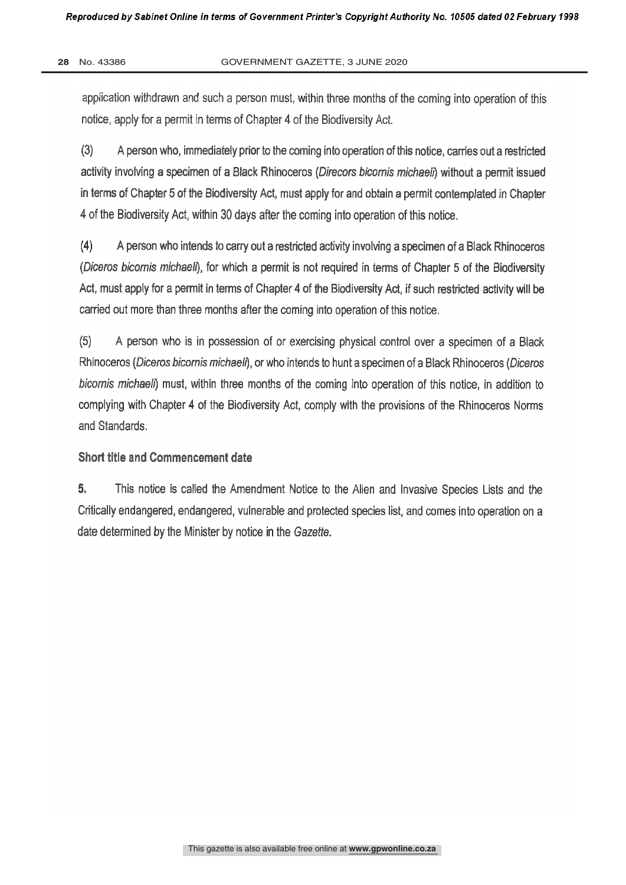application withdrawn and such a person must, within three months of the coming into operation of this notice, apply for a permit in terms of Chapter 4 of the Biodiversity Act.

(3) A person who, immediately prior to the coming into operation of this notice, carries out a restricted activity involving a specimen of a Black Rhinoceros (*Direcors bicornis michaeli*) without a permit issued in terms of Chapter 5 of the Biodiversity Act, must apply for and obtain a permit contemplated in Chapter 4 of the Biodiversity Act, within 30 days after the coming into operation of this notice.

(4) A person who intends to carry out a restricted activity involving a specimen of a Black Rhinoceros (*Diceros bicornis michaeli*), for which a permit is not required in terms of Chapter 5 of the Biodiversity Act, must apply for a permit in terms of Chapter 4 of the Biodiversity Act, if such restricted activity will be carried out more than three months after the coming into operation of this notice.

(5) A person who is in possession of or exercising physical control over a specimen of a Black Rhinoceros (*Diceros bicornis michaeli*), or who intends to hunt a specimen of a Black Rhinoceros (*Diceros bicornis michaeli*) must, within three months of the coming into operation of this notice, in addition to complying with Chapter 4 of the Biodiversity Act, comply with the provisions of the Rhinoceros Norms and Standards.

**Short title and Commencement date**

**5.** This notice is called the Amendment Notice to the Alien and Invasive Species Lists and the Critically endangered, endangered, vulnerable and protected species list, and comes into operation on a date determined by the Minister by notice in the *Gazette*.